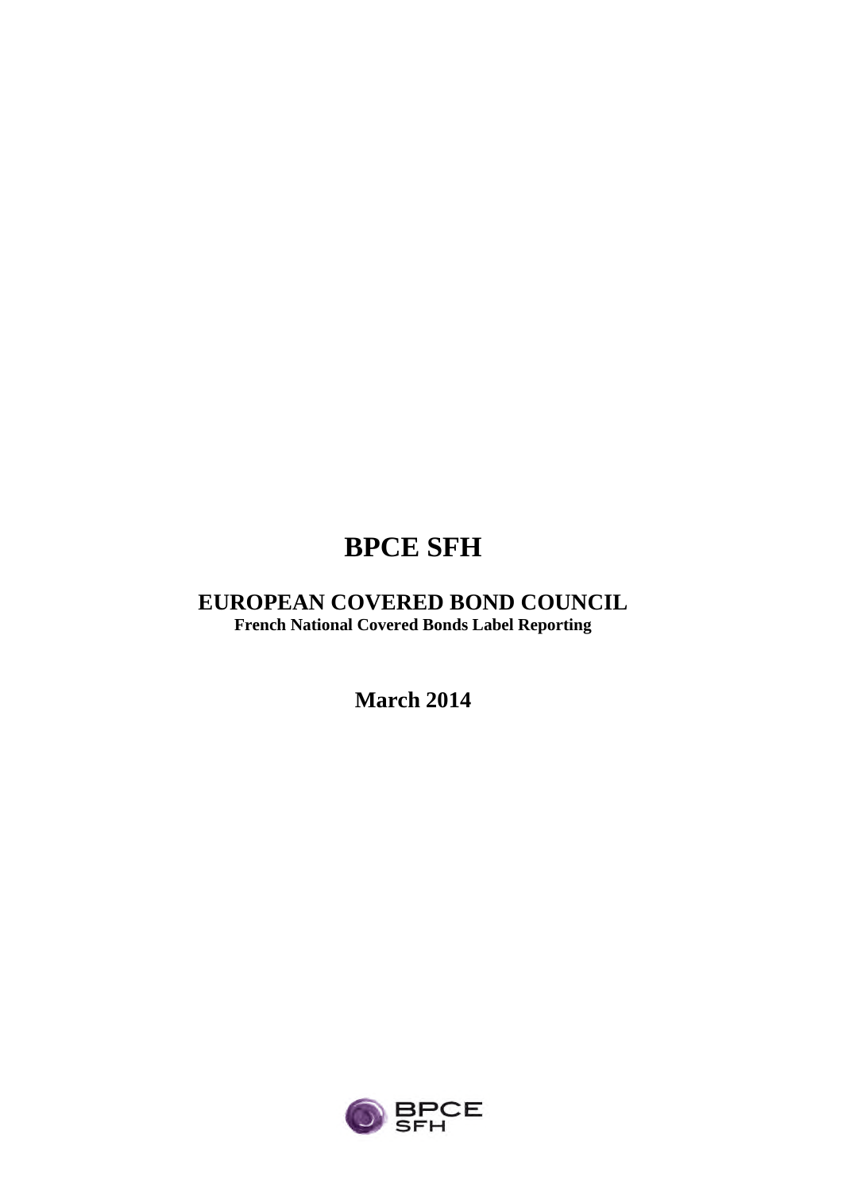# BPCE SFH

## EUROPEAN COVERED BOND COUNCIL

**French National Covered Bonds Label Reporting**

## March 2014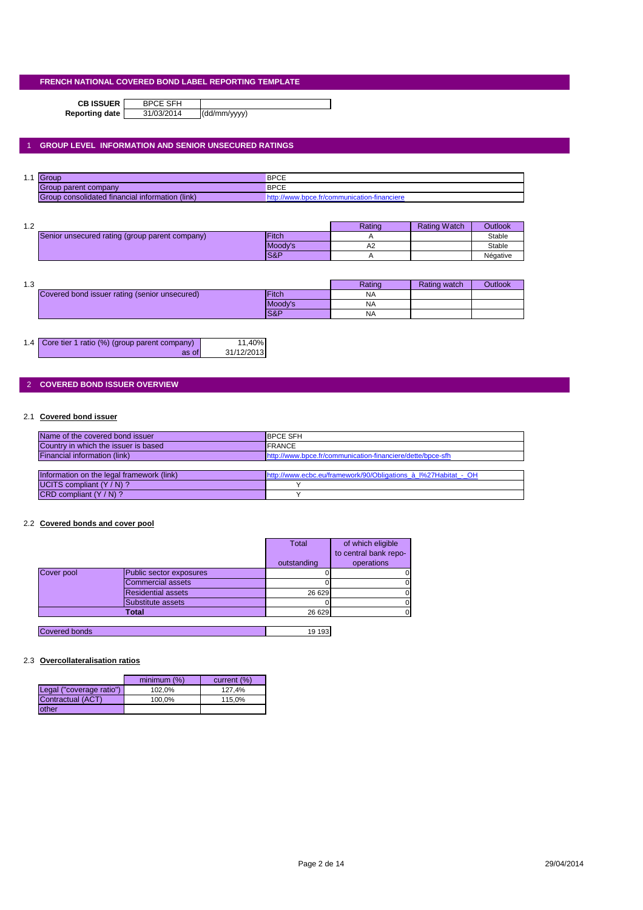## FRENCH NATIONAL COVERED BOND LABEL REPORTING TEMPLATE

| | | |
|---|---|---|
| **CB ISSUER** | BPCE SFH | |
| **Reporting date** | 31/03/2014 | (dd/mm/yyyy) |

## 1 GROUP LEVEL INFORMATION AND SENIOR UNSECURED RATINGS

1.1

| | |
|---|---|
| Group | BPCE |
| Group parent company | BPCE |
| Group consolidated financial information (link) | http://www.bpce.fr/communication-financiere |

1.2

| | | Rating | Rating Watch | Outlook |
|---|---|---|---|---|
| Senior unsecured rating (group parent company) | Fitch | A | | Stable |
| | Moody's | A2 | | Stable |
| | S&P | A | | Négative |

1.3

| | | Rating | Rating watch | Outlook |
|---|---|---|---|---|
| Covered bond issuer rating (senior unsecured) | Fitch | NA | | |
| | Moody's | NA | | |
| | S&P | NA | | |

1.4

| | |
|---|---|
| Core tier 1 ratio (%) (group parent company) | 11,40% |
| as of | 31/12/2013 |

## 2 COVERED BOND ISSUER OVERVIEW

### 2.1 Covered bond issuer

| | |
|---|---|
| Name of the covered bond issuer | BPCE SFH |
| Country in which the issuer is based | FRANCE |
| Financial information (link) | http://www.bpce.fr/communication-financiere/dette/bpce-sfh |

| | |
|---|---|
| Information on the legal framework (link) | http://www.ecbc.eu/framework/90/Obligations_à_l%27Habitat_-_OH |
| UCITS compliant (Y / N) ? | Y |
| CRD compliant (Y / N) ? | Y |

### 2.2 Covered bonds and cover pool

| | | Total outstanding | of which eligible to central bank repo-operations |
|---|---|---|---|
| Cover pool | Public sector exposures | 0 | 0 |
| | Commercial assets | 0 | 0 |
| | Residential assets | 26 629 | 0 |
| | Substitute assets | 0 | 0 |
| | **Total** | 26 629 | 0 |

| | |
|---|---|
| Covered bonds | 19 193 |

### 2.3 Overcollateralisation ratios

| | minimum (%) | current (%) |
|---|---|---|
| Legal ("coverage ratio") | 102,0% | 127,4% |
| Contractual (ACT) | 100,0% | 115,0% |
| other | | |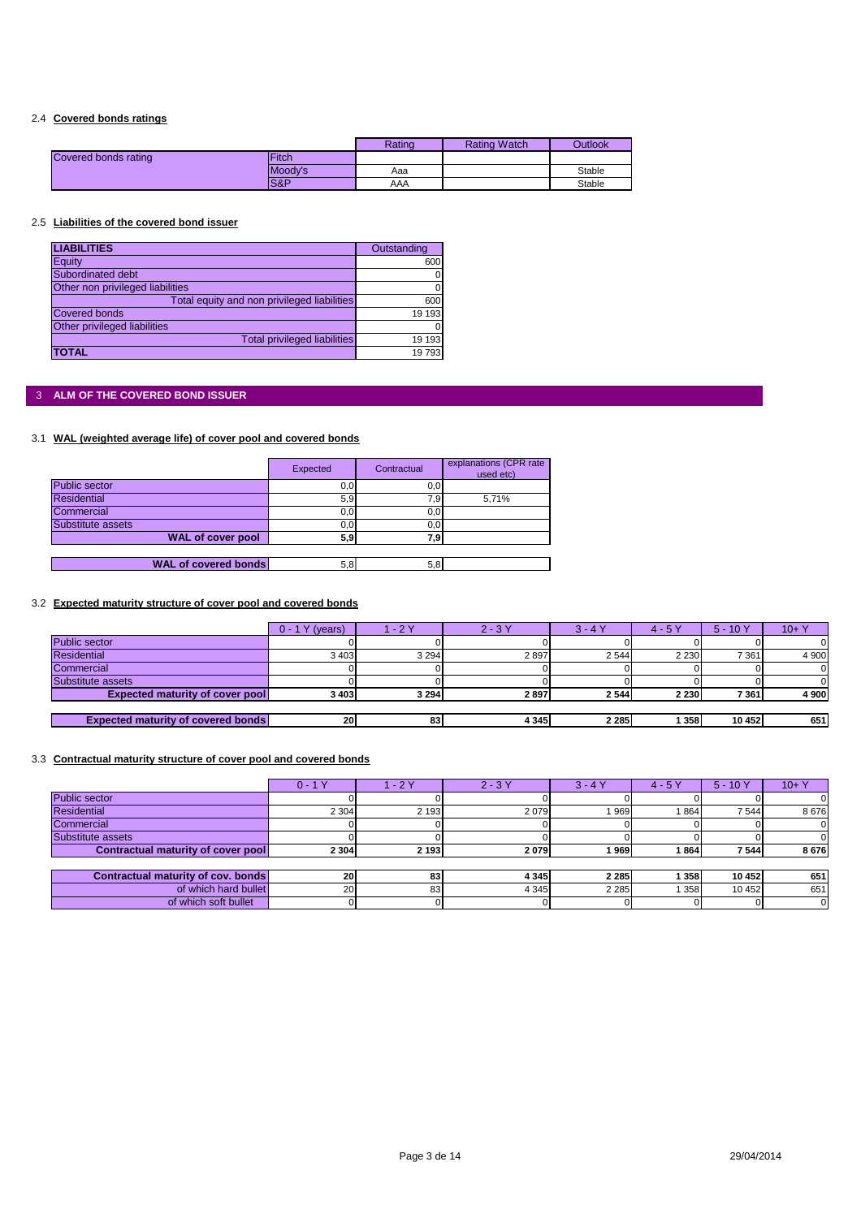### 2.4 Covered bonds ratings

| | | Rating | Rating Watch | Outlook |
|---|---|---|---|---|
| Covered bonds rating | Fitch | | | |
| | Moody's | Aaa | | Stable |
| | S&P | AAA | | Stable |

### 2.5 Liabilities of the covered bond issuer

| LIABILITIES | Outstanding |
|---|---|
| Equity | 600 |
| Subordinated debt | 0 |
| Other non privileged liabilities | 0 |
| Total equity and non privileged liabilities | 600 |
| Covered bonds | 19 193 |
| Other privileged liabilities | 0 |
| Total privileged liabilities | 19 193 |
| **TOTAL** | 19 793 |

## 3 ALM OF THE COVERED BOND ISSUER

### 3.1 WAL (weighted average life) of cover pool and covered bonds

| | Expected | Contractual | explanations (CPR rate used etc) |
|---|---|---|---|
| Public sector | 0,0 | 0,0 | |
| Residential | 5,9 | 7,9 | 5,71% |
| Commercial | 0,0 | 0,0 | |
| Substitute assets | 0,0 | 0,0 | |
| **WAL of cover pool** | **5,9** | **7,9** | |
| **WAL of covered bonds** | 5,8 | 5,8 | |

### 3.2 Expected maturity structure of cover pool and covered bonds

| | 0 - 1 Y (years) | 1 - 2 Y | 2 - 3 Y | 3 - 4 Y | 4 - 5 Y | 5 - 10 Y | 10+ Y |
|---|---|---|---|---|---|---|---|
| Public sector | 0 | 0 | 0 | 0 | 0 | 0 | 0 |
| Residential | 3 403 | 3 294 | 2 897 | 2 544 | 2 230 | 7 361 | 4 900 |
| Commercial | 0 | 0 | 0 | 0 | 0 | 0 | 0 |
| Substitute assets | 0 | 0 | 0 | 0 | 0 | 0 | 0 |
| **Expected maturity of cover pool** | **3 403** | **3 294** | **2 897** | **2 544** | **2 230** | **7 361** | **4 900** |
| **Expected maturity of covered bonds** | **20** | **83** | **4 345** | **2 285** | **1 358** | **10 452** | **651** |

### 3.3 Contractual maturity structure of cover pool and covered bonds

| | 0 - 1 Y | 1 - 2 Y | 2 - 3 Y | 3 - 4 Y | 4 - 5 Y | 5 - 10 Y | 10+ Y |
|---|---|---|---|---|---|---|---|
| Public sector | 0 | 0 | 0 | 0 | 0 | 0 | 0 |
| Residential | 2 304 | 2 193 | 2 079 | 1 969 | 1 864 | 7 544 | 8 676 |
| Commercial | 0 | 0 | 0 | 0 | 0 | 0 | 0 |
| Substitute assets | 0 | 0 | 0 | 0 | 0 | 0 | 0 |
| **Contractual maturity of cover pool** | **2 304** | **2 193** | **2 079** | **1 969** | **1 864** | **7 544** | **8 676** |
| **Contractual maturity of cov. bonds** | **20** | **83** | **4 345** | **2 285** | **1 358** | **10 452** | **651** |
| of which hard bullet | 20 | 83 | 4 345 | 2 285 | 1 358 | 10 452 | 651 |
| of which soft bullet | 0 | 0 | 0 | 0 | 0 | 0 | 0 |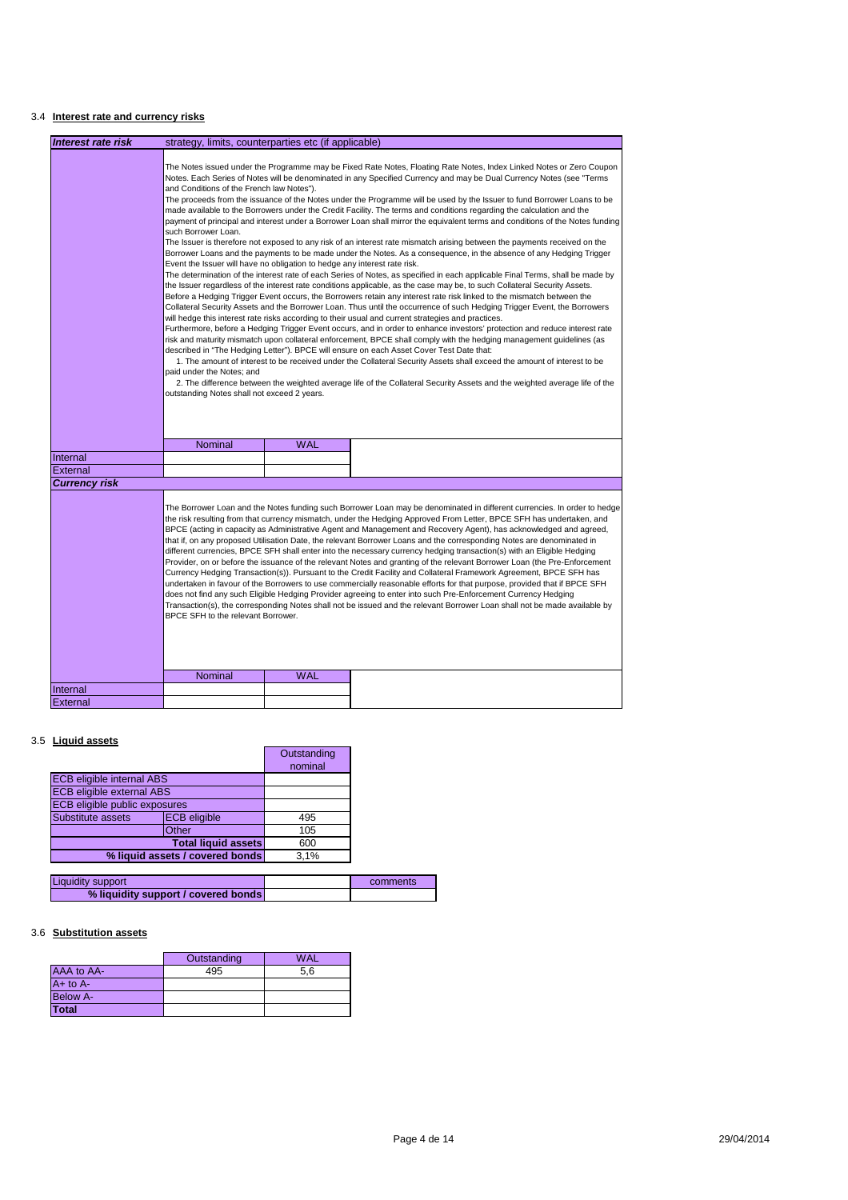## 3.4 Interest rate and currency risks

| *Interest rate risk* | strategy, limits, counterparties etc (if applicable) | | |
|---|---|---|---|
| | The Notes issued under the Programme may be Fixed Rate Notes, Floating Rate Notes, Index Linked Notes or Zero Coupon Notes. Each Series of Notes will be denominated in any Specified Currency and may be Dual Currency Notes (see "Terms and Conditions of the French law Notes").<br>The proceeds from the issuance of the Notes under the Programme will be used by the Issuer to fund Borrower Loans to be made available to the Borrowers under the Credit Facility. The terms and conditions regarding the calculation and the payment of principal and interest under a Borrower Loan shall mirror the equivalent terms and conditions of the Notes funding such Borrower Loan.<br>The Issuer is therefore not exposed to any risk of an interest rate mismatch arising between the payments received on the Borrower Loans and the payments to be made under the Notes. As a consequence, in the absence of any Hedging Trigger Event the Issuer will have no obligation to hedge any interest rate risk.<br>The determination of the interest rate of each Series of Notes, as specified in each applicable Final Terms, shall be made by the Issuer regardless of the interest rate conditions applicable, as the case may be, to such Collateral Security Assets.<br>Before a Hedging Trigger Event occurs, the Borrowers retain any interest rate risk linked to the mismatch between the Collateral Security Assets and the Borrower Loan. Thus until the occurrence of such Hedging Trigger Event, the Borrowers will hedge this interest rate risks according to their usual and current strategies and practices.<br>Furthermore, before a Hedging Trigger Event occurs, and in order to enhance investors' protection and reduce interest rate risk and maturity mismatch upon collateral enforcement, BPCE shall comply with the hedging management guidelines (as described in "The Hedging Letter"). BPCE will ensure on each Asset Cover Test Date that:<br>1. The amount of interest to be received under the Collateral Security Assets shall exceed the amount of interest to be paid under the Notes; and<br>2. The difference between the weighted average life of the Collateral Security Assets and the weighted average life of the outstanding Notes shall not exceed 2 years. | | |
| | Nominal | WAL | |
| Internal | | | |
| External | | | |
| ***Currency risk*** | | | |
| | The Borrower Loan and the Notes funding such Borrower Loan may be denominated in different currencies. In order to hedge the risk resulting from that currency mismatch, under the Hedging Approved From Letter, BPCE SFH has undertaken, and BPCE (acting in capacity as Administrative Agent and Management and Recovery Agent), has acknowledged and agreed, that if, on any proposed Utilisation Date, the relevant Borrower Loans and the corresponding Notes are denominated in different currencies, BPCE SFH shall enter into the necessary currency hedging transaction(s) with an Eligible Hedging Provider, on or before the issuance of the relevant Notes and granting of the relevant Borrower Loan (the Pre-Enforcement Currency Hedging Transaction(s)). Pursuant to the Credit Facility and Collateral Framework Agreement, BPCE SFH has undertaken in favour of the Borrowers to use commercially reasonable efforts for that purpose, provided that if BPCE SFH does not find any such Eligible Hedging Provider agreeing to enter into such Pre-Enforcement Currency Hedging Transaction(s), the corresponding Notes shall not be issued and the relevant Borrower Loan shall not be made available by BPCE SFH to the relevant Borrower. | | |
| | Nominal | WAL | |
| Internal | | | |
| External | | | |

## 3.5 Liquid assets

| | | Outstanding nominal |
|---|---|---|
| ECB eligible internal ABS | | |
| ECB eligible external ABS | | |
| ECB eligible public exposures | | |
| Substitute assets | ECB eligible | 495 |
| | Other | 105 |
| | **Total liquid assets** | 600 |
| | **% liquid assets / covered bonds** | 3,1% |

| | | comments |
|---|---|---|
| Liquidity support | | |
| **% liquidity support / covered bonds** | | |

## 3.6 Substitution assets

| | Outstanding | WAL |
|---|---|---|
| AAA to AA- | 495 | 5,6 |
| A+ to A- | | |
| Below A- | | |
| **Total** | | |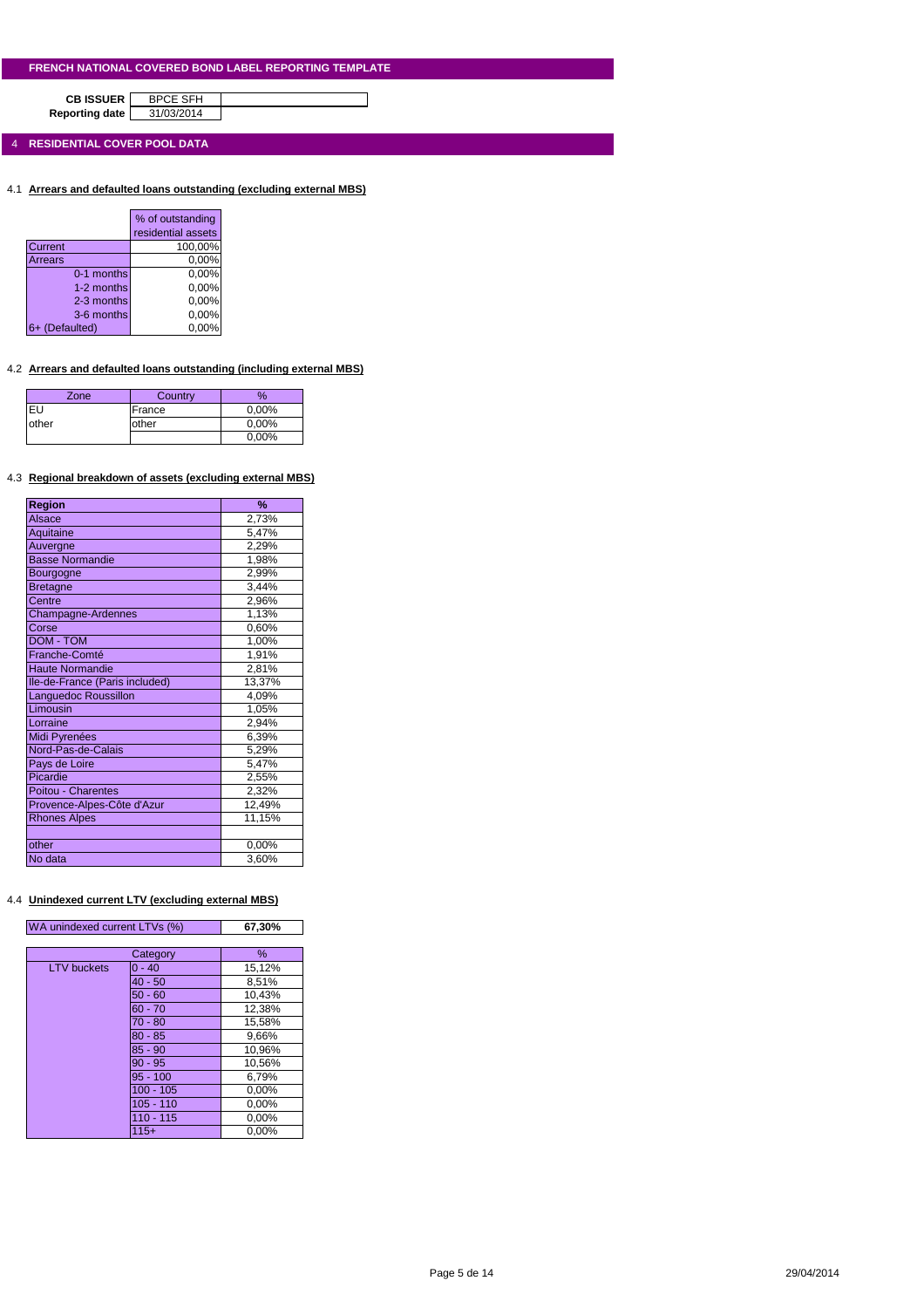## FRENCH NATIONAL COVERED BOND LABEL REPORTING TEMPLATE

| | |
|---|---|
| **CB ISSUER** | BPCE SFH |
| **Reporting date** | 31/03/2014 |

## 4 RESIDENTIAL COVER POOL DATA

### 4.1 Arrears and defaulted loans outstanding (excluding external MBS)

| | % of outstanding residential assets |
|---|---|
| Current | 100,00% |
| Arrears | 0,00% |
| 0-1 months | 0,00% |
| 1-2 months | 0,00% |
| 2-3 months | 0,00% |
| 3-6 months | 0,00% |
| 6+ (Defaulted) | 0,00% |

### 4.2 Arrears and defaulted loans outstanding (including external MBS)

| Zone | Country | % |
|---|---|---|
| EU | France | 0,00% |
| other | other | 0,00% |
| | | 0,00% |

### 4.3 Regional breakdown of assets (excluding external MBS)

| Region | % |
|---|---|
| Alsace | 2,73% |
| Aquitaine | 5,47% |
| Auvergne | 2,29% |
| Basse Normandie | 1,98% |
| Bourgogne | 2,99% |
| Bretagne | 3,44% |
| Centre | 2,96% |
| Champagne-Ardennes | 1,13% |
| Corse | 0,60% |
| DOM - TOM | 1,00% |
| Franche-Comté | 1,91% |
| Haute Normandie | 2,81% |
| Ile-de-France (Paris included) | 13,37% |
| Languedoc Roussillon | 4,09% |
| Limousin | 1,05% |
| Lorraine | 2,94% |
| Midi Pyrénées | 6,39% |
| Nord-Pas-de-Calais | 5,29% |
| Pays de Loire | 5,47% |
| Picardie | 2,55% |
| Poitou - Charentes | 2,32% |
| Provence-Alpes-Côte d'Azur | 12,49% |
| Rhones Alpes | 11,15% |
| | |
| other | 0,00% |
| No data | 3,60% |

### 4.4 Unindexed current LTV (excluding external MBS)

| | |
|---|---|
| WA unindexed current LTVs (%) | **67,30%** |

| | Category | % |
|---|---|---|
| LTV buckets | 0 - 40 | 15,12% |
| | 40 - 50 | 8,51% |
| | 50 - 60 | 10,43% |
| | 60 - 70 | 12,38% |
| | 70 - 80 | 15,58% |
| | 80 - 85 | 9,66% |
| | 85 - 90 | 10,96% |
| | 90 - 95 | 10,56% |
| | 95 - 100 | 6,79% |
| | 100 - 105 | 0,00% |
| | 105 - 110 | 0,00% |
| | 110 - 115 | 0,00% |
| | 115+ | 0,00% |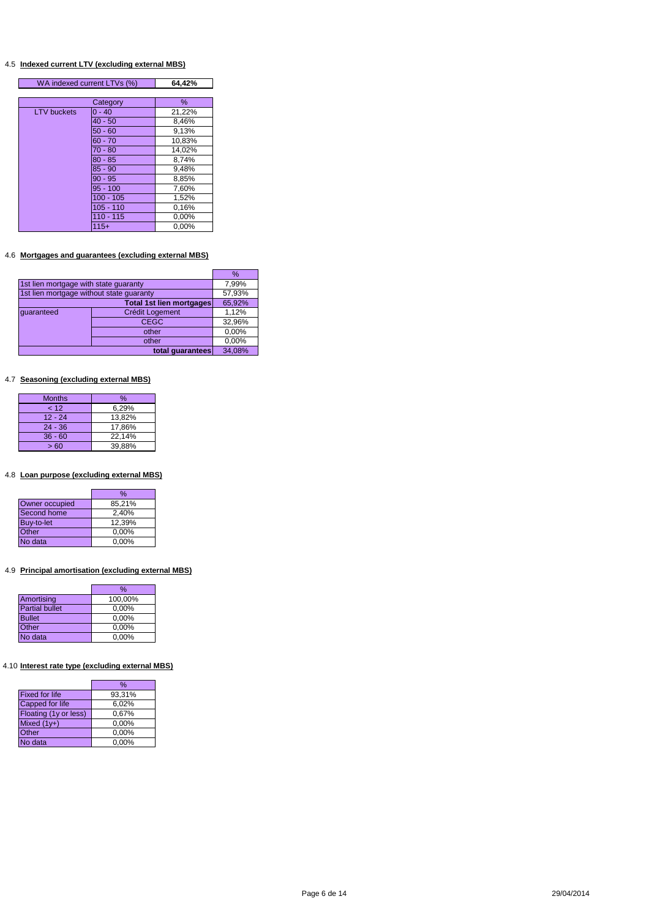### 4.5 Indexed current LTV (excluding external MBS)

| WA indexed current LTVs (%) | **64,42%** |
|---|---|

| | Category | % |
|---|---|---|
| LTV buckets | 0 - 40 | 21,22% |
| | 40 - 50 | 8,46% |
| | 50 - 60 | 9,13% |
| | 60 - 70 | 10,83% |
| | 70 - 80 | 14,02% |
| | 80 - 85 | 8,74% |
| | 85 - 90 | 9,48% |
| | 90 - 95 | 8,85% |
| | 95 - 100 | 7,60% |
| | 100 - 105 | 1,52% |
| | 105 - 110 | 0,16% |
| | 110 - 115 | 0,00% |
| | 115+ | 0,00% |

### 4.6 Mortgages and guarantees (excluding external MBS)

| | | % |
|---|---|---|
| 1st lien mortgage with state guaranty | | 7,99% |
| 1st lien mortgage without state guaranty | | 57,93% |
| | **Total 1st lien mortgages** | 65,92% |
| guaranteed | Crédit Logement | 1,12% |
| | CEGC | 32,96% |
| | other | 0,00% |
| | other | 0,00% |
| | **total guarantees** | 34,08% |

### 4.7 Seasoning (excluding external MBS)

| Months | % |
|---|---|
| < 12 | 6,29% |
| 12 - 24 | 13,82% |
| 24 - 36 | 17,86% |
| 36 - 60 | 22,14% |
| > 60 | 39,88% |

### 4.8 Loan purpose (excluding external MBS)

| | % |
|---|---|
| Owner occupied | 85,21% |
| Second home | 2,40% |
| Buy-to-let | 12,39% |
| Other | 0,00% |
| No data | 0,00% |

### 4.9 Principal amortisation (excluding external MBS)

| | % |
|---|---|
| Amortising | 100,00% |
| Partial bullet | 0,00% |
| Bullet | 0,00% |
| Other | 0,00% |
| No data | 0,00% |

### 4.10 Interest rate type (excluding external MBS)

| | % |
|---|---|
| Fixed for life | 93,31% |
| Capped for life | 6,02% |
| Floating (1y or less) | 0,67% |
| Mixed (1y+) | 0,00% |
| Other | 0,00% |
| No data | 0,00% |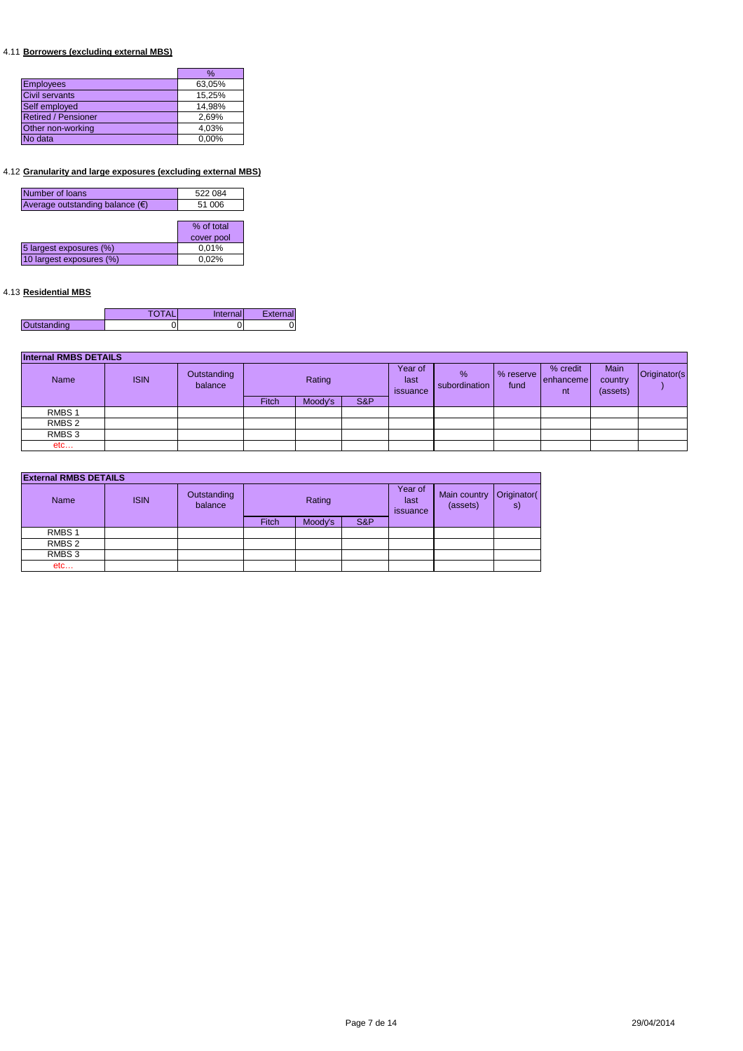#### 4.11 **Borrowers (excluding external MBS)**

| | % |
|---|---|
| Employees | 63,05% |
| Civil servants | 15,25% |
| Self employed | 14,98% |
| Retired / Pensioner | 2,69% |
| Other non-working | 4,03% |
| No data | 0,00% |

#### 4.12 **Granularity and large exposures (excluding external MBS)**

| | |
|---|---|
| Number of loans | 522 084 |
| Average outstanding balance (€) | 51 006 |

| | % of total cover pool |
|---|---|
| 5 largest exposures (%) | 0,01% |
| 10 largest exposures (%) | 0,02% |

#### 4.13 **Residential MBS**

| | TOTAL | Internal | External |
|---|---|---|---|
| Outstanding | 0 | 0 | 0 |

**Internal RMBS DETAILS**

| Name | ISIN | Outstanding balance | Rating | | | Year of last issuance | % subordination | % reserve fund | % credit enhancement | Main country (assets) | Originator(s) |
|---|---|---|---|---|---|---|---|---|---|---|---|
| | | | Fitch | Moody's | S&P | | | | | | |
| RMBS 1 | | | | | | | | | | | |
| RMBS 2 | | | | | | | | | | | |
| RMBS 3 | | | | | | | | | | | |
| etc… | | | | | | | | | | | |

**External RMBS DETAILS**

| Name | ISIN | Outstanding balance | Rating | | | Year of last issuance | Main country (assets) | Originator(s) |
|---|---|---|---|---|---|---|---|---|
| | | | Fitch | Moody's | S&P | | | |
| RMBS 1 | | | | | | | | |
| RMBS 2 | | | | | | | | |
| RMBS 3 | | | | | | | | |
| etc… | | | | | | | | |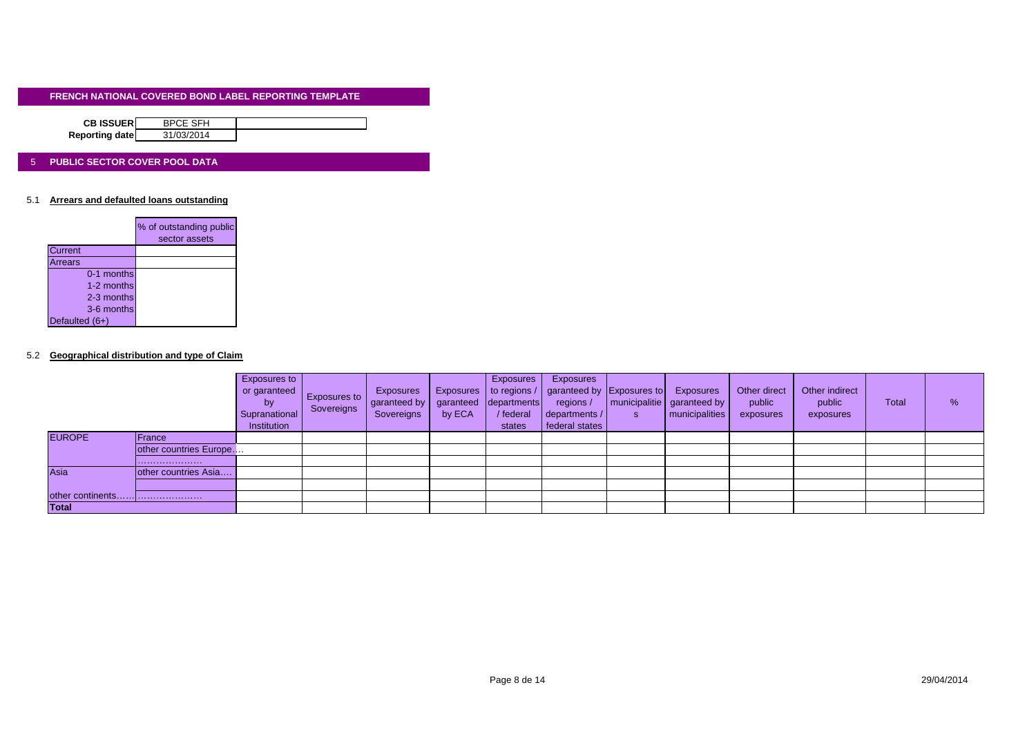# FRENCH NATIONAL COVERED BOND LABEL REPORTING TEMPLATE

| | |
|---|---|
| **CB ISSUER** | BPCE SFH |
| **Reporting date** | 31/03/2014 |

## 5 PUBLIC SECTOR COVER POOL DATA

### 5.1 Arrears and defaulted loans outstanding

| | % of outstanding public sector assets |
|---|---|
| Current | |
| Arrears | |
| 0-1 months | |
| 1-2 months | |
| 2-3 months | |
| 3-6 months | |
| Defaulted (6+) | |

### 5.2 Geographical distribution and type of Claim

| | | Exposures to or garanteed by Supranational Institution | Exposures to Sovereigns | Exposures garanteed by Sovereigns | Exposures garanteed by ECA | Exposures to regions / departments / federal states | Exposures garanteed by regions / departments / federal states | Exposures to municipalities | Exposures garanteed by municipalities | Other direct public exposures | Other indirect public exposures | Total | % |
|---|---|---|---|---|---|---|---|---|---|---|---|---|---|
| EUROPE | France | | | | | | | | | | | | |
| | other countries Europe.... | | | | | | | | | | | | |
| | ………………… | | | | | | | | | | | | |
| Asia | other countries Asia.... | | | | | | | | | | | | |
| | | | | | | | | | | | | | |
| other continents…… | ………………… | | | | | | | | | | | | |
| **Total** | | | | | | | | | | | | | |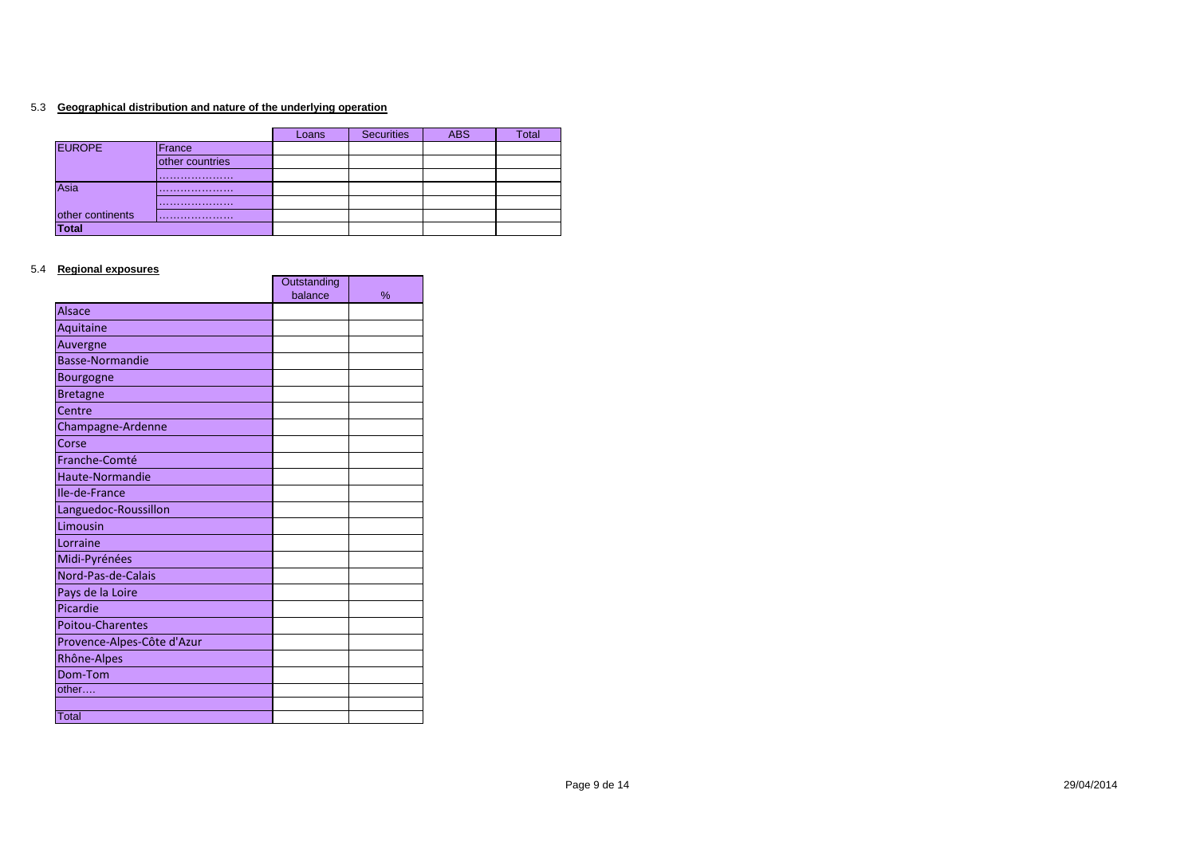5.3 **Geographical distribution and nature of the underlying operation**

| | | Loans | Securities | ABS | Total |
|---|---|---|---|---|---|
| EUROPE | France | | | | |
| | other countries | | | | |
| | ………………… | | | | |
| Asia | ………………… | | | | |
| | ………………… | | | | |
| other continents | ………………… | | | | |
| **Total** | | | | | |

5.4 **Regional exposures**

| | Outstanding balance | % |
|---|---|---|
| Alsace | | |
| Aquitaine | | |
| Auvergne | | |
| Basse-Normandie | | |
| Bourgogne | | |
| Bretagne | | |
| Centre | | |
| Champagne-Ardenne | | |
| Corse | | |
| Franche-Comté | | |
| Haute-Normandie | | |
| Ile-de-France | | |
| Languedoc-Roussillon | | |
| Limousin | | |
| Lorraine | | |
| Midi-Pyrénées | | |
| Nord-Pas-de-Calais | | |
| Pays de la Loire | | |
| Picardie | | |
| Poitou-Charentes | | |
| Provence-Alpes-Côte d'Azur | | |
| Rhône-Alpes | | |
| Dom-Tom | | |
| other…. | | |
| | | |
| Total | | |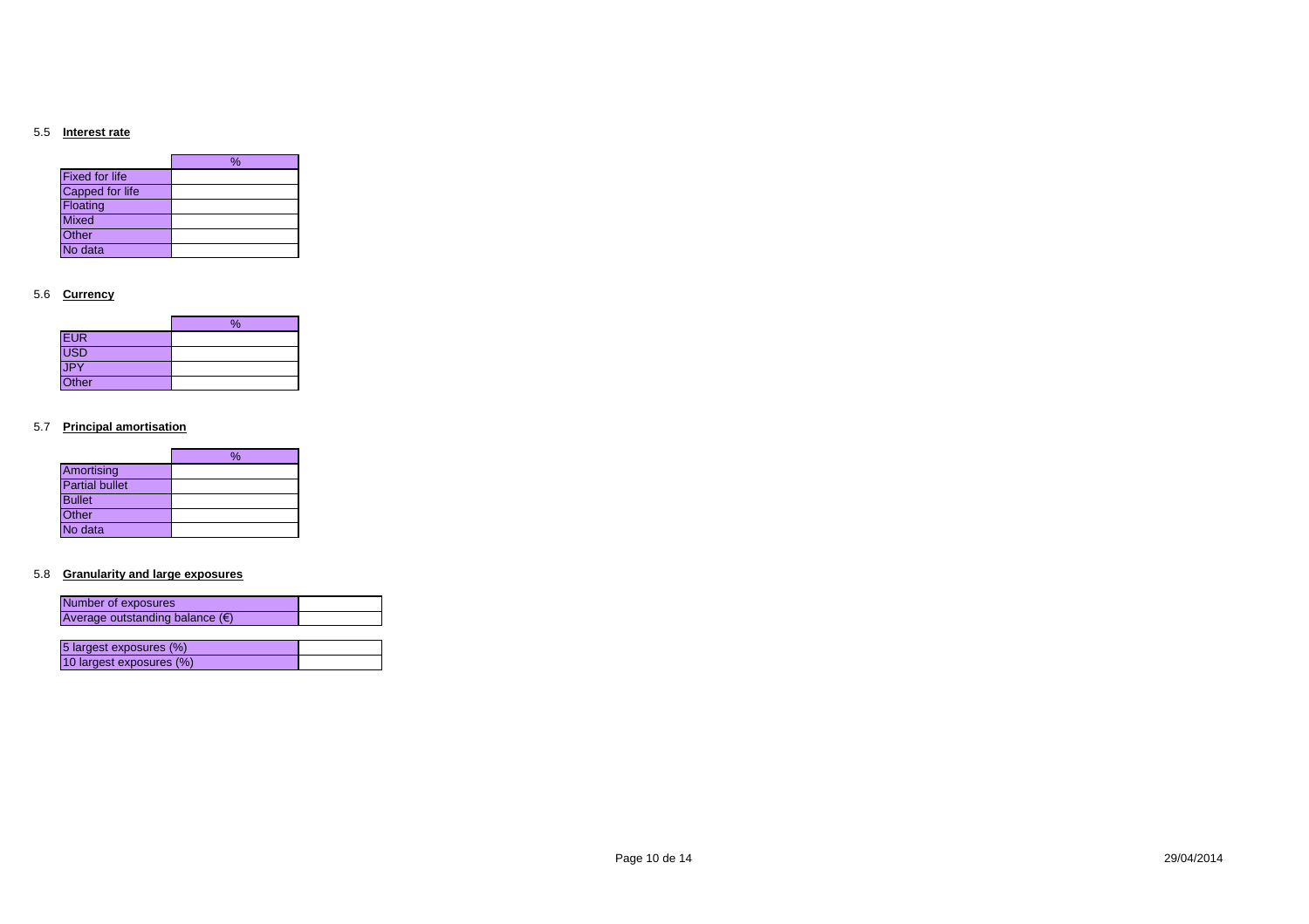### 5.5 Interest rate

| | % |
|---|---|
| Fixed for life | |
| Capped for life | |
| Floating | |
| Mixed | |
| Other | |
| No data | |

### 5.6 Currency

| | % |
|---|---|
| EUR | |
| USD | |
| JPY | |
| Other | |

### 5.7 Principal amortisation

| | % |
|---|---|
| Amortising | |
| Partial bullet | |
| Bullet | |
| Other | |
| No data | |

### 5.8 Granularity and large exposures

| | |
|---|---|
| Number of exposures | |
| Average outstanding balance (€) | |

| | |
|---|---|
| 5 largest exposures (%) | |
| 10 largest exposures (%) | |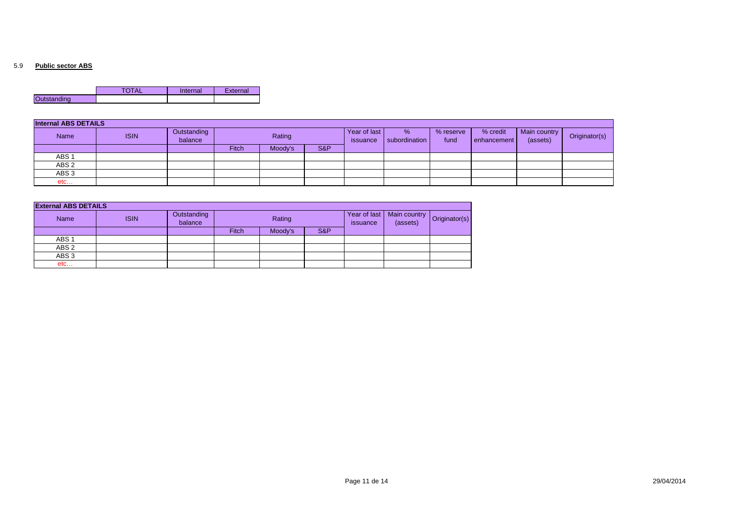5.9 **Public sector ABS**

| | TOTAL | Internal | External |
|---|---|---|---|
| Outstanding | | | |

| **Internal ABS DETAILS** | | | | | | | | | | | |
|---|---|---|---|---|---|---|---|---|---|---|---|
| Name | ISIN | Outstanding balance | Rating | | | Year of last issuance | % subordination | % reserve fund | % credit enhancement | Main country (assets) | Originator(s) |
| | | | Fitch | Moody's | S&P | | | | | | |
| ABS 1 | | | | | | | | | | | |
| ABS 2 | | | | | | | | | | | |
| ABS 3 | | | | | | | | | | | |
| etc… | | | | | | | | | | | |

| **External ABS DETAILS** | | | | | | | | |
|---|---|---|---|---|---|---|---|---|
| Name | ISIN | Outstanding balance | Rating | | | Year of last issuance | Main country (assets) | Originator(s) |
| | | | Fitch | Moody's | S&P | | | |
| ABS 1 | | | | | | | | |
| ABS 2 | | | | | | | | |
| ABS 3 | | | | | | | | |
| etc… | | | | | | | | |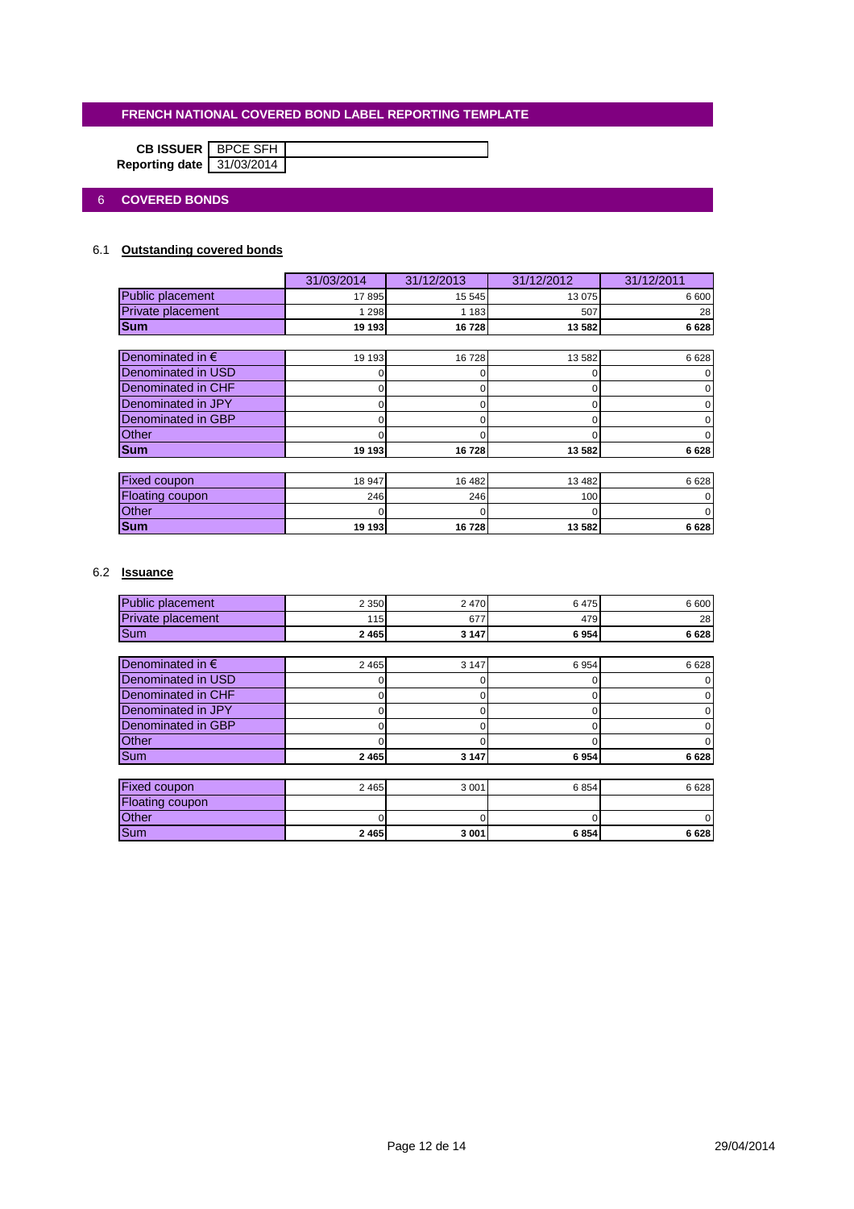# FRENCH NATIONAL COVERED BOND LABEL REPORTING TEMPLATE

**CB ISSUER** BPCE SFH
**Reporting date** 31/03/2014

## 6 COVERED BONDS

### 6.1 Outstanding covered bonds

| | 31/03/2014 | 31/12/2013 | 31/12/2012 | 31/12/2011 |
|---|---|---|---|---|
| Public placement | 17 895 | 15 545 | 13 075 | 6 600 |
| Private placement | 1 298 | 1 183 | 507 | 28 |
| **Sum** | **19 193** | **16 728** | **13 582** | **6 628** |

| | 31/03/2014 | 31/12/2013 | 31/12/2012 | 31/12/2011 |
|---|---|---|---|---|
| Denominated in € | 19 193 | 16 728 | 13 582 | 6 628 |
| Denominated in USD | 0 | 0 | 0 | 0 |
| Denominated in CHF | 0 | 0 | 0 | 0 |
| Denominated in JPY | 0 | 0 | 0 | 0 |
| Denominated in GBP | 0 | 0 | 0 | 0 |
| Other | 0 | 0 | 0 | 0 |
| **Sum** | **19 193** | **16 728** | **13 582** | **6 628** |

| | 31/03/2014 | 31/12/2013 | 31/12/2012 | 31/12/2011 |
|---|---|---|---|---|
| Fixed coupon | 18 947 | 16 482 | 13 482 | 6 628 |
| Floating coupon | 246 | 246 | 100 | 0 |
| Other | 0 | 0 | 0 | 0 |
| **Sum** | **19 193** | **16 728** | **13 582** | **6 628** |

### 6.2 Issuance

| | 31/03/2014 | 31/12/2013 | 31/12/2012 | 31/12/2011 |
|---|---|---|---|---|
| Public placement | 2 350 | 2 470 | 6 475 | 6 600 |
| Private placement | 115 | 677 | 479 | 28 |
| Sum | **2 465** | **3 147** | **6 954** | **6 628** |

| | 31/03/2014 | 31/12/2013 | 31/12/2012 | 31/12/2011 |
|---|---|---|---|---|
| Denominated in € | 2 465 | 3 147 | 6 954 | 6 628 |
| Denominated in USD | 0 | 0 | 0 | 0 |
| Denominated in CHF | 0 | 0 | 0 | 0 |
| Denominated in JPY | 0 | 0 | 0 | 0 |
| Denominated in GBP | 0 | 0 | 0 | 0 |
| Other | 0 | 0 | 0 | 0 |
| Sum | **2 465** | **3 147** | **6 954** | **6 628** |

| | 31/03/2014 | 31/12/2013 | 31/12/2012 | 31/12/2011 |
|---|---|---|---|---|
| Fixed coupon | 2 465 | 3 001 | 6 854 | 6 628 |
| Floating coupon | | | | |
| Other | 0 | 0 | 0 | 0 |
| Sum | **2 465** | **3 001** | **6 854** | **6 628** |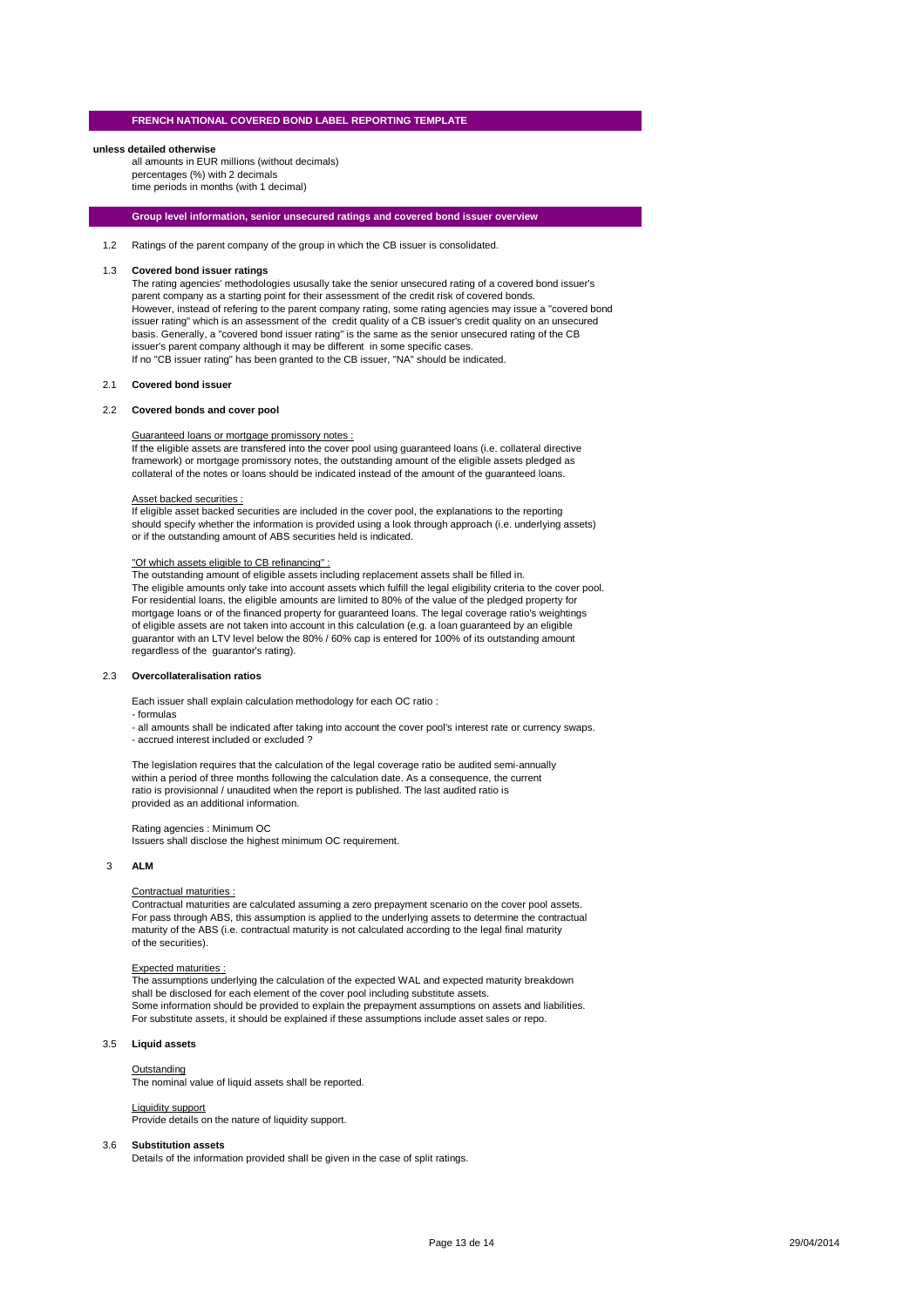## FRENCH NATIONAL COVERED BOND LABEL REPORTING TEMPLATE

**unless detailed otherwise**

all amounts in EUR millions (without decimals)
percentages (%) with 2 decimals
time periods in months (with 1 decimal)

## Group level information, senior unsecured ratings and covered bond issuer overview

1.2 Ratings of the parent company of the group in which the CB issuer is consolidated.

### 1.3 Covered bond issuer ratings

The rating agencies' methodologies ususally take the senior unsecured rating of a covered bond issuer's parent company as a starting point for their assessment of the credit risk of covered bonds.
However, instead of refering to the parent company rating, some rating agencies may issue a "covered bond issuer rating" which is an assessment of the credit quality of a CB issuer's credit quality on an unsecured basis. Generally, a "covered bond issuer rating" is the same as the senior unsecured rating of the CB issuer's parent company although it may be different in some specific cases.
If no "CB issuer rating" has been granted to the CB issuer, "NA" should be indicated.

### 2.1 Covered bond issuer

### 2.2 Covered bonds and cover pool

Guaranteed loans or mortgage promissory notes :
If the eligible assets are transfered into the cover pool using guaranteed loans (i.e. collateral directive framework) or mortgage promissory notes, the outstanding amount of the eligible assets pledged as collateral of the notes or loans should be indicated instead of the amount of the guaranteed loans.

Asset backed securities :
If eligible asset backed securities are included in the cover pool, the explanations to the reporting should specify whether the information is provided using a look through approach (i.e. underlying assets) or if the outstanding amount of ABS securities held is indicated.

"Of which assets eligible to CB refinancing" :
The outstanding amount of eligible assets including replacement assets shall be filled in.
The eligible amounts only take into account assets which fulfill the legal eligibility criteria to the cover pool.
For residential loans, the eligible amounts are limited to 80% of the value of the pledged property for mortgage loans or of the financed property for guaranteed loans. The legal coverage ratio's weightings of eligible assets are not taken into account in this calculation (e.g. a loan guaranteed by an eligible guarantor with an LTV level below the 80% / 60% cap is entered for 100% of its outstanding amount regardless of the guarantor's rating).

### 2.3 Overcollateralisation ratios

Each issuer shall explain calculation methodology for each OC ratio :
- formulas
- all amounts shall be indicated after taking into account the cover pool's interest rate or currency swaps.
- accrued interest included or excluded ?

The legislation requires that the calculation of the legal coverage ratio be audited semi-annually within a period of three months following the calculation date. As a consequence, the current ratio is provisionnal / unaudited when the report is published. The last audited ratio is provided as an additional information.

Rating agencies : Minimum OC
Issuers shall disclose the highest minimum OC requirement.

### 3 ALM

Contractual maturities :
Contractual maturities are calculated assuming a zero prepayment scenario on the cover pool assets.
For pass through ABS, this assumption is applied to the underlying assets to determine the contractual maturity of the ABS (i.e. contractual maturity is not calculated according to the legal final maturity of the securities).

Expected maturities :
The assumptions underlying the calculation of the expected WAL and expected maturity breakdown shall be disclosed for each element of the cover pool including substitute assets.
Some information should be provided to explain the prepayment assumptions on assets and liabilities.
For substitute assets, it should be explained if these assumptions include asset sales or repo.

### 3.5 Liquid assets

Outstanding
The nominal value of liquid assets shall be reported.

Liquidity support
Provide details on the nature of liquidity support.

### 3.6 Substitution assets

Details of the information provided shall be given in the case of split ratings.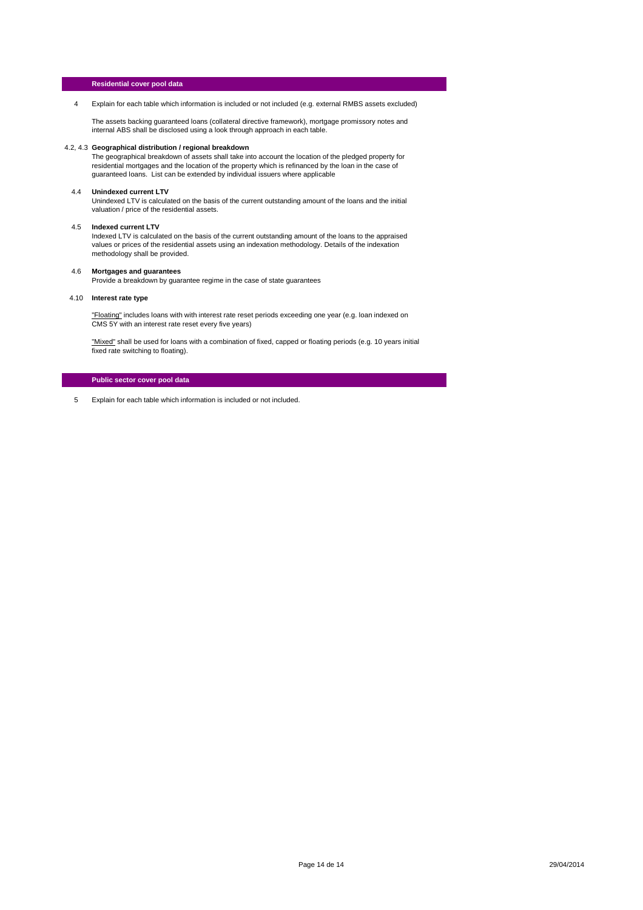## Residential cover pool data

4 Explain for each table which information is included or not included (e.g. external RMBS assets excluded)

The assets backing guaranteed loans (collateral directive framework), mortgage promissory notes and internal ABS shall be disclosed using a look through approach in each table.

4.2, 4.3 **Geographical distribution / regional breakdown**

The geographical breakdown of assets shall take into account the location of the pledged property for residential mortgages and the location of the property which is refinanced by the loan in the case of guaranteed loans. List can be extended by individual issuers where applicable

4.4 **Unindexed current LTV**

Unindexed LTV is calculated on the basis of the current outstanding amount of the loans and the initial valuation / price of the residential assets.

4.5 **Indexed current LTV**

Indexed LTV is calculated on the basis of the current outstanding amount of the loans to the appraised values or prices of the residential assets using an indexation methodology. Details of the indexation methodology shall be provided.

4.6 **Mortgages and guarantees**

Provide a breakdown by guarantee regime in the case of state guarantees

4.10 **Interest rate type**

"Floating" includes loans with with interest rate reset periods exceeding one year (e.g. loan indexed on CMS 5Y with an interest rate reset every five years)

"Mixed" shall be used for loans with a combination of fixed, capped or floating periods (e.g. 10 years initial fixed rate switching to floating).

## Public sector cover pool data

5 Explain for each table which information is included or not included.